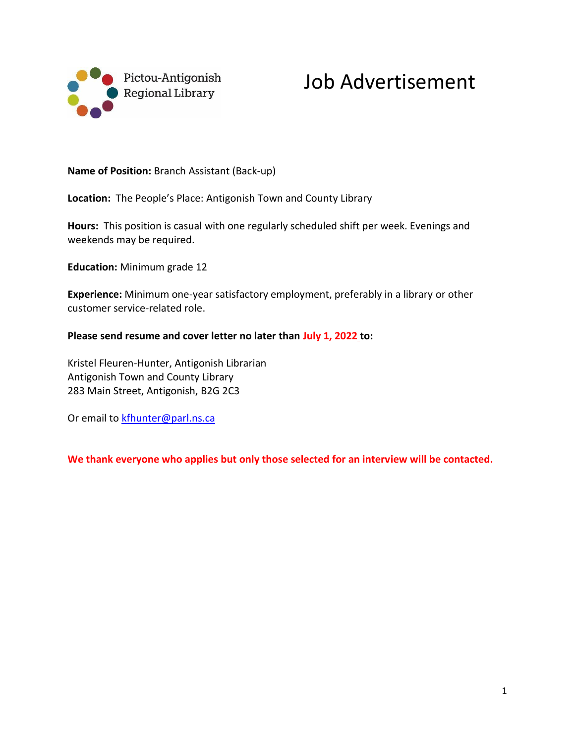Pictou-Antigonish Regional Library

# Job Advertisement

**Name of Position:** Branch Assistant (Back-up)

**Location:** The People's Place: Antigonish Town and County Library

**Hours:** This position is casual with one regularly scheduled shift per week. Evenings and weekends may be required.

**Education:** Minimum grade 12

**Experience:** Minimum one-year satisfactory employment, preferably in a library or other customer service-related role.

**Please send resume and cover letter no later than July 1, 2022 to:**

Kristel Fleuren-Hunter, Antigonish Librarian
Antigonish Town and County Library
283 Main Street, Antigonish, B2G 2C3

Or email to kfhunter@parl.ns.ca

**We thank everyone who applies but only those selected for an interview will be contacted.**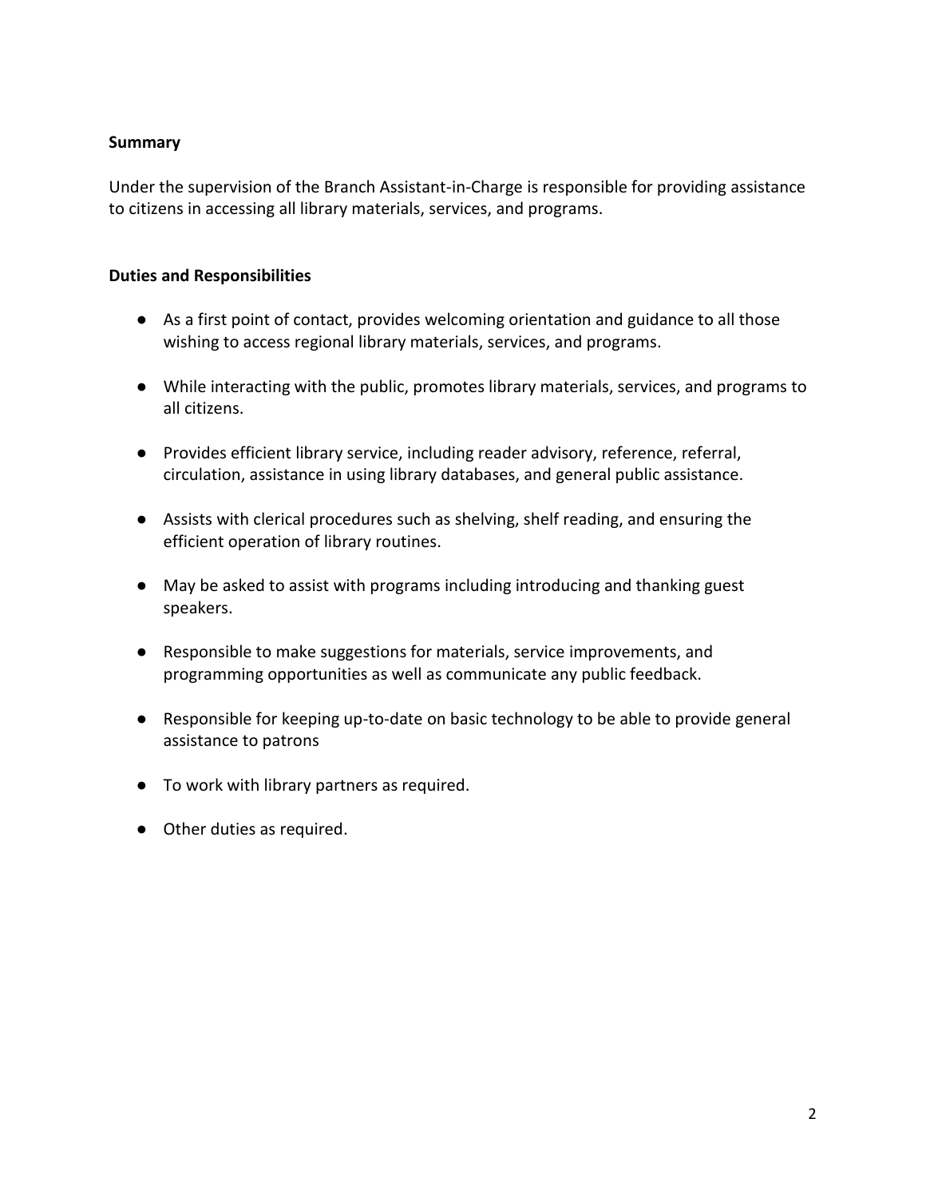**Summary**

Under the supervision of the Branch Assistant-in-Charge is responsible for providing assistance to citizens in accessing all library materials, services, and programs.

**Duties and Responsibilities**

- As a first point of contact, provides welcoming orientation and guidance to all those wishing to access regional library materials, services, and programs.
- While interacting with the public, promotes library materials, services, and programs to all citizens.
- Provides efficient library service, including reader advisory, reference, referral, circulation, assistance in using library databases, and general public assistance.
- Assists with clerical procedures such as shelving, shelf reading, and ensuring the efficient operation of library routines.
- May be asked to assist with programs including introducing and thanking guest speakers.
- Responsible to make suggestions for materials, service improvements, and programming opportunities as well as communicate any public feedback.
- Responsible for keeping up-to-date on basic technology to be able to provide general assistance to patrons
- To work with library partners as required.
- Other duties as required.